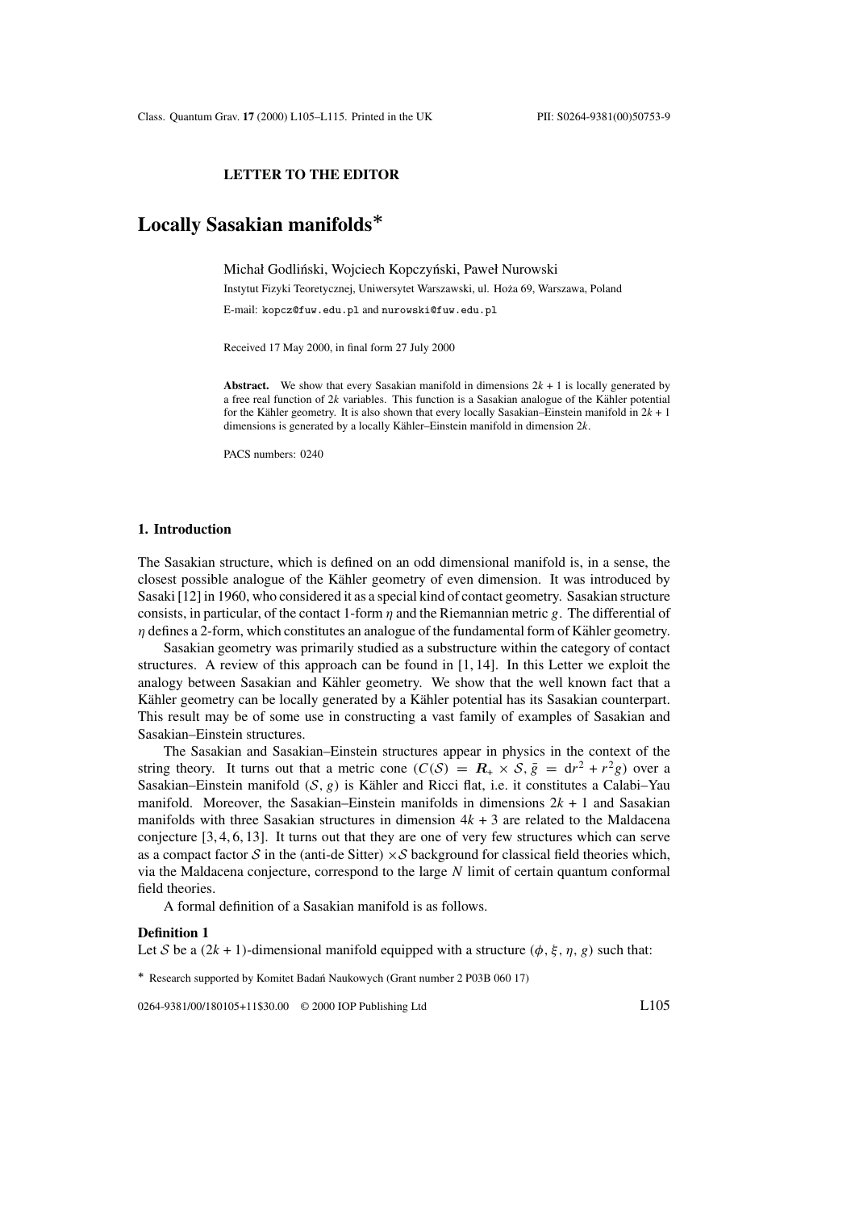**LETTER TO THE EDITOR**

# Locally Sasakian manifolds*

Michał Godliński, Wojciech Kopczyński, Paweł Nurowski

Instytut Fizyki Teoretycznej, Uniwersytet Warszawski, ul. Hoża 69, Warszawa, Poland

E-mail: kopcz@fuw.edu.pl and nurowski@fuw.edu.pl

Received 17 May 2000, in final form 27 July 2000

**Abstract.** We show that every Sasakian manifold in dimensions $2k+1$ is locally generated by a free real function of $2k$ variables. This function is a Sasakian analogue of the Kähler potential for the Kähler geometry. It is also shown that every locally Sasakian–Einstein manifold in $2k+1$ dimensions is generated by a locally Kähler–Einstein manifold in dimension $2k$.

PACS numbers: 0240

## 1. Introduction

The Sasakian structure, which is defined on an odd dimensional manifold is, in a sense, the closest possible analogue of the Kähler geometry of even dimension. It was introduced by Sasaki [12] in 1960, who considered it as a special kind of contact geometry. Sasakian structure consists, in particular, of the contact 1-form $\eta$ and the Riemannian metric $g$. The differential of $\eta$ defines a 2-form, which constitutes an analogue of the fundamental form of Kähler geometry.

Sasakian geometry was primarily studied as a substructure within the category of contact structures. A review of this approach can be found in [1, 14]. In this Letter we exploit the analogy between Sasakian and Kähler geometry. We show that the well known fact that a Kähler geometry can be locally generated by a Kähler potential has its Sasakian counterpart. This result may be of some use in constructing a vast family of examples of Sasakian and Sasakian–Einstein structures.

The Sasakian and Sasakian–Einstein structures appear in physics in the context of the string theory. It turns out that a metric cone $(C(\mathcal{S}) = \mathbf{R}_+ \times \mathcal{S}, \bar{g} = \mathrm{d}r^2 + r^2 g)$ over a Sasakian–Einstein manifold $(\mathcal{S}, g)$ is Kähler and Ricci flat, i.e. it constitutes a Calabi–Yau manifold. Moreover, the Sasakian–Einstein manifolds in dimensions $2k+1$ and Sasakian manifolds with three Sasakian structures in dimension $4k+3$ are related to the Maldacena conjecture [3, 4, 6, 13]. It turns out that they are one of very few structures which can serve as a compact factor $\mathcal{S}$ in the (anti-de Sitter) $\times \mathcal{S}$ background for classical field theories which, via the Maldacena conjecture, correspond to the large $N$ limit of certain quantum conformal field theories.

A formal definition of a Sasakian manifold is as follows.

**Definition 1**

Let $\mathcal{S}$ be a $(2k+1)$-dimensional manifold equipped with a structure $(\phi, \xi, \eta, g)$ such that:

* Research supported by Komitet Badań Naukowych (Grant number 2 P03B 060 17)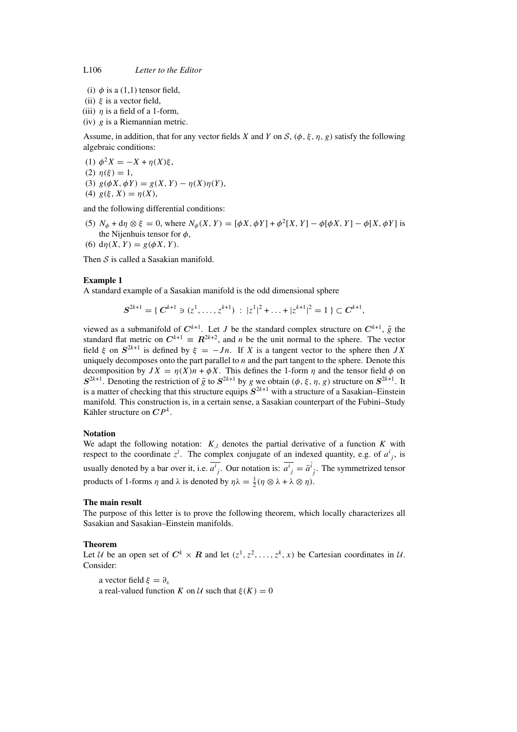(i) $\phi$ is a (1,1) tensor field,
(ii) $\xi$ is a vector field,
(iii) $\eta$ is a field of a 1-form,
(iv) $g$ is a Riemannian metric.

Assume, in addition, that for any vector fields $X$ and $Y$ on $\mathcal{S}$, $(\phi, \xi, \eta, g)$ satisfy the following algebraic conditions:

(1) $\phi^2 X = -X + \eta(X)\xi$,
(2) $\eta(\xi) = 1$,
(3) $g(\phi X, \phi Y) = g(X, Y) - \eta(X)\eta(Y)$,
(4) $g(\xi, X) = \eta(X)$,

and the following differential conditions:

(5) $N_\phi + \mathrm{d}\eta \otimes \xi = 0$, where $N_\phi(X, Y) = [\phi X, \phi Y] + \phi^2[X, Y] - \phi[\phi X, Y] - \phi[X, \phi Y]$ is the Nijenhuis tensor for $\phi$,
(6) $\mathrm{d}\eta(X, Y) = g(\phi X, Y)$.

Then $\mathcal{S}$ is called a Sasakian manifold.

**Example 1**

A standard example of a Sasakian manifold is the odd dimensional sphere

$$\boldsymbol{S}^{2k+1} = \{\, \boldsymbol{C}^{k+1} \ni (z^1, \ldots, z^{k+1}) \;:\; |z^1|^2 + \ldots + |z^{k+1}|^2 = 1 \,\} \subset \boldsymbol{C}^{k+1},$$

viewed as a submanifold of $\boldsymbol{C}^{k+1}$. Let $J$ be the standard complex structure on $\boldsymbol{C}^{k+1}$, $\tilde{g}$ the standard flat metric on $\boldsymbol{C}^{k+1} \equiv \boldsymbol{R}^{2k+2}$, and $n$ be the unit normal to the sphere. The vector field $\xi$ on $\boldsymbol{S}^{2k+1}$ is defined by $\xi = -Jn$. If $X$ is a tangent vector to the sphere then $JX$ uniquely decomposes onto the part parallel to $n$ and the part tangent to the sphere. Denote this decomposition by $JX = \eta(X)n + \phi X$. This defines the 1-form $\eta$ and the tensor field $\phi$ on $\boldsymbol{S}^{2k+1}$. Denoting the restriction of $\tilde{g}$ to $\boldsymbol{S}^{2k+1}$ by $g$ we obtain $(\phi, \xi, \eta, g)$ structure on $\boldsymbol{S}^{2k+1}$. It is a matter of checking that this structure equips $\boldsymbol{S}^{2k+1}$ with a structure of a Sasakian–Einstein manifold. This construction is, in a certain sense, a Sasakian counterpart of the Fubini–Study Kähler structure on $\boldsymbol{CP}^k$.

**Notation**

We adapt the following notation: $K_{,l}$ denotes the partial derivative of a function $K$ with respect to the coordinate $z^l$. The complex conjugate of an indexed quantity, e.g. of $a^i{}_j$, is usually denoted by a bar over it, i.e. $\overline{a^i{}_j}$. Our notation is: $\overline{a^i{}_j} = \bar{a}^{\bar{i}}{}_{\bar{j}}$. The symmetrized tensor products of 1-forms $\eta$ and $\lambda$ is denoted by $\eta\lambda = \frac{1}{2}(\eta \otimes \lambda + \lambda \otimes \eta)$.

**The main result**

The purpose of this letter is to prove the following theorem, which locally characterizes all Sasakian and Sasakian–Einstein manifolds.

**Theorem**

Let $\mathcal{U}$ be an open set of $\boldsymbol{C}^k \times \boldsymbol{R}$ and let $(z^1, z^2, \ldots, z^k, x)$ be Cartesian coordinates in $\mathcal{U}$. Consider:

a vector field $\xi = \partial_x$
a real-valued function $K$ on $\mathcal{U}$ such that $\xi(K) = 0$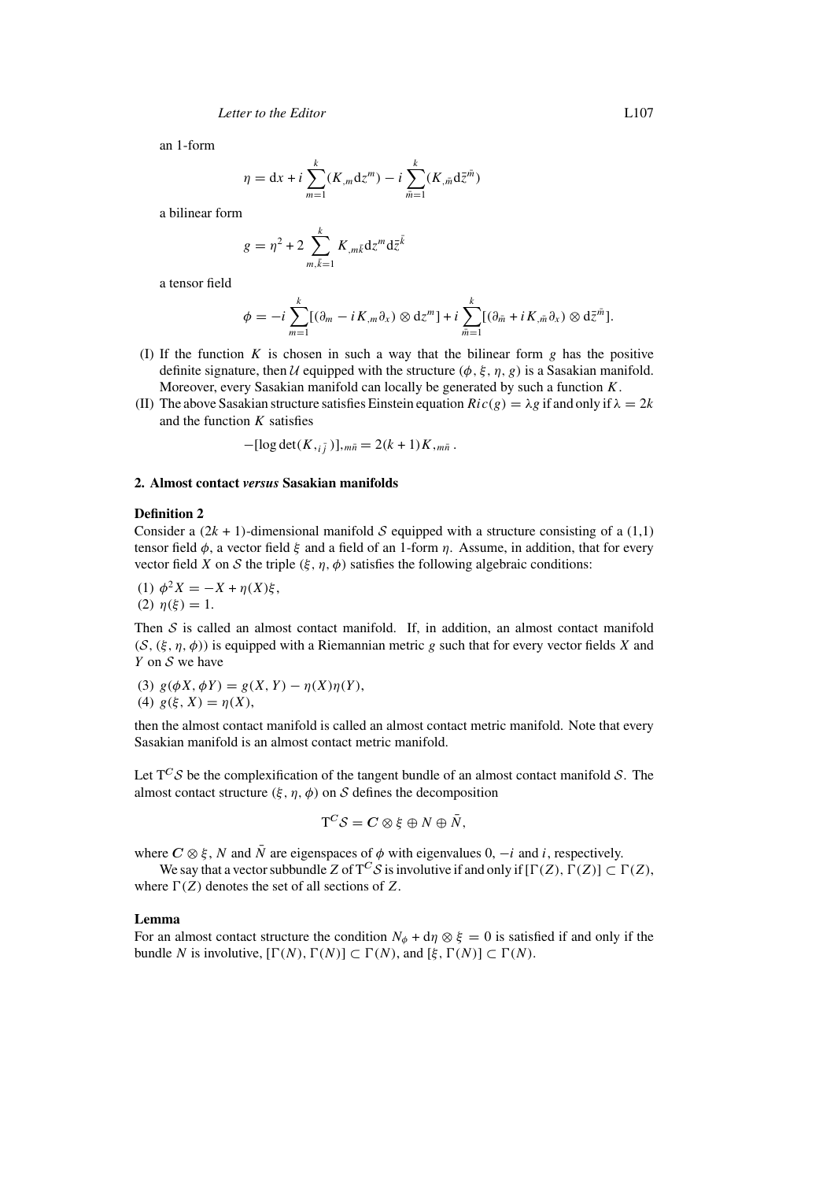an 1-form

$$\eta = \mathrm{d}x + i\sum_{m=1}^{k}(K_{,m}\mathrm{d}z^m) - i\sum_{\bar{m}=1}^{k}(K_{,\bar{m}}\mathrm{d}\bar{z}^{\bar{m}})$$

a bilinear form

$$g = \eta^2 + 2\sum_{m,\bar{k}=1}^{k} K_{,m\bar{k}}\mathrm{d}z^m\mathrm{d}\bar{z}^{\bar{k}}$$

a tensor field

$$\phi = -i\sum_{m=1}^{k}[(\partial_m - iK_{,m}\partial_x)\otimes \mathrm{d}z^m] + i\sum_{\bar{m}=1}^{k}[(\partial_{\bar{m}} + iK_{,\bar{m}}\partial_x)\otimes \mathrm{d}\bar{z}^{\bar{m}}].$$

(I) If the function $K$ is chosen in such a way that the bilinear form $g$ has the positive definite signature, then $\mathcal{U}$ equipped with the structure $(\phi, \xi, \eta, g)$ is a Sasakian manifold. Moreover, every Sasakian manifold can locally be generated by such a function $K$.

(II) The above Sasakian structure satisfies Einstein equation $Ric(g) = \lambda g$ if and only if $\lambda = 2k$ and the function $K$ satisfies

$$-[\log\det(K_{,i\bar{j}})]_{,m\bar{n}} = 2(k+1)K_{,m\bar{n}}\,.$$

## 2. Almost contact *versus* Sasakian manifolds

**Definition 2**

Consider a $(2k+1)$-dimensional manifold $\mathcal{S}$ equipped with a structure consisting of a (1,1) tensor field $\phi$, a vector field $\xi$ and a field of an 1-form $\eta$. Assume, in addition, that for every vector field $X$ on $\mathcal{S}$ the triple $(\xi, \eta, \phi)$ satisfies the following algebraic conditions:

(1) $\phi^2 X = -X + \eta(X)\xi$,
(2) $\eta(\xi) = 1$.

Then $\mathcal{S}$ is called an almost contact manifold. If, in addition, an almost contact manifold $(\mathcal{S}, (\xi, \eta, \phi))$ is equipped with a Riemannian metric $g$ such that for every vector fields $X$ and $Y$ on $\mathcal{S}$ we have

(3) $g(\phi X, \phi Y) = g(X, Y) - \eta(X)\eta(Y)$,
(4) $g(\xi, X) = \eta(X)$,

then the almost contact manifold is called an almost contact metric manifold. Note that every Sasakian manifold is an almost contact metric manifold.

Let $\mathrm{T}^{C}\mathcal{S}$ be the complexification of the tangent bundle of an almost contact manifold $\mathcal{S}$. The almost contact structure $(\xi, \eta, \phi)$ on $\mathcal{S}$ defines the decomposition

$$\mathrm{T}^{C}\mathcal{S} = \boldsymbol{C}\otimes\xi \oplus N \oplus \bar{N},$$

where $\boldsymbol{C}\otimes\xi$, $N$ and $\bar{N}$ are eigenspaces of $\phi$ with eigenvalues $0$, $-i$ and $i$, respectively.

We say that a vector subbundle $Z$ of $\mathrm{T}^{C}\mathcal{S}$ is involutive if and only if $[\Gamma(Z), \Gamma(Z)] \subset \Gamma(Z)$, where $\Gamma(Z)$ denotes the set of all sections of $Z$.

**Lemma**

For an almost contact structure the condition $N_\phi + \mathrm{d}\eta\otimes\xi = 0$ is satisfied if and only if the bundle $N$ is involutive, $[\Gamma(N), \Gamma(N)] \subset \Gamma(N)$, and $[\xi, \Gamma(N)] \subset \Gamma(N)$.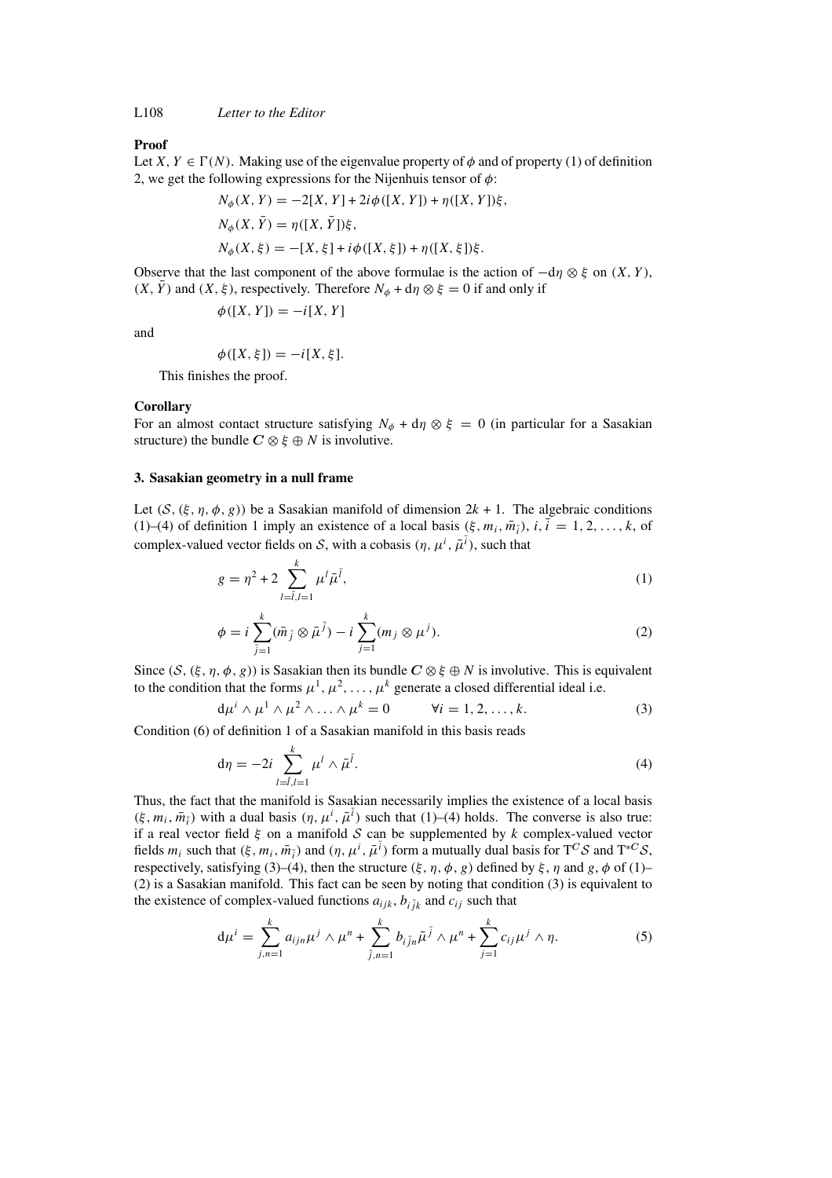**Proof**

Let $X, Y \in \Gamma(N)$. Making use of the eigenvalue property of $\phi$ and of property (1) of definition 2, we get the following expressions for the Nijenhuis tensor of $\phi$:

$$N_\phi(X, Y) = -2[X, Y] + 2i\phi([X, Y]) + \eta([X, Y])\xi,$$

$$N_\phi(X, \bar{Y}) = \eta([X, \bar{Y}])\xi,$$

$$N_\phi(X, \xi) = -[X, \xi] + i\phi([X, \xi]) + \eta([X, \xi])\xi.$$

Observe that the last component of the above formulae is the action of $-\mathrm{d}\eta \otimes \xi$ on $(X, Y)$, $(X, \bar{Y})$ and $(X, \xi)$, respectively. Therefore $N_\phi + \mathrm{d}\eta \otimes \xi = 0$ if and only if

$$\phi([X, Y]) = -i[X, Y]$$

and

$$\phi([X, \xi]) = -i[X, \xi].$$

This finishes the proof.

**Corollary**

For an almost contact structure satisfying $N_\phi + \mathrm{d}\eta \otimes \xi = 0$ (in particular for a Sasakian structure) the bundle $\boldsymbol{C} \otimes \xi \oplus N$ is involutive.

### 3. Sasakian geometry in a null frame

Let $(\mathcal{S}, (\xi, \eta, \phi, g))$ be a Sasakian manifold of dimension $2k + 1$. The algebraic conditions (1)–(4) of definition 1 imply an existence of a local basis $(\xi, m_i, \bar{m}_{\bar{i}})$, $i, \bar{i} = 1, 2, \ldots, k$, of complex-valued vector fields on $\mathcal{S}$, with a cobasis $(\eta, \mu^i, \bar{\mu}^{\bar{i}})$, such that

$$g = \eta^2 + 2\sum_{l=\bar{l},l=1}^{k} \mu^l \bar{\mu}^{\bar{l}}, \tag{1}$$

$$\phi = i\sum_{\bar{j}=1}^{k} (\bar{m}_{\bar{j}} \otimes \bar{\mu}^{\bar{j}}) - i\sum_{j=1}^{k} (m_j \otimes \mu^j). \tag{2}$$

Since $(\mathcal{S}, (\xi, \eta, \phi, g))$ is Sasakian then its bundle $\boldsymbol{C} \otimes \xi \oplus N$ is involutive. This is equivalent to the condition that the forms $\mu^1, \mu^2, \ldots, \mu^k$ generate a closed differential ideal i.e.

$$\mathrm{d}\mu^i \wedge \mu^1 \wedge \mu^2 \wedge \ldots \wedge \mu^k = 0 \qquad \forall i = 1, 2, \ldots, k. \tag{3}$$

Condition (6) of definition 1 of a Sasakian manifold in this basis reads

$$\mathrm{d}\eta = -2i\sum_{l=\bar{l},l=1}^{k} \mu^l \wedge \bar{\mu}^{\bar{l}}. \tag{4}$$

Thus, the fact that the manifold is Sasakian necessarily implies the existence of a local basis $(\xi, m_i, \bar{m}_{\bar{i}})$ with a dual basis $(\eta, \mu^i, \bar{\mu}^{\bar{i}})$ such that (1)–(4) holds. The converse is also true: if a real vector field $\xi$ on a manifold $\mathcal{S}$ can be supplemented by $k$ complex-valued vector fields $m_i$ such that $(\xi, m_i, \bar{m}_{\bar{i}})$ and $(\eta, \mu^i, \bar{\mu}^{\bar{i}})$ form a mutually dual basis for $\mathrm{T}^{\boldsymbol{C}}\mathcal{S}$ and $\mathrm{T}^{*\boldsymbol{C}}\mathcal{S}$, respectively, satisfying (3)–(4), then the structure $(\xi, \eta, \phi, g)$ defined by $\xi$, $\eta$ and $g$, $\phi$ of (1)–(2) is a Sasakian manifold. This fact can be seen by noting that condition (3) is equivalent to the existence of complex-valued functions $a_{ijk}$, $b_{i\bar{j}k}$ and $c_{ij}$ such that

$$\mathrm{d}\mu^i = \sum_{j,n=1}^{k} a_{ijn}\mu^j \wedge \mu^n + \sum_{\bar{j},n=1}^{k} b_{i\bar{j}n}\bar{\mu}^{\bar{j}} \wedge \mu^n + \sum_{j=1}^{k} c_{ij}\mu^j \wedge \eta. \tag{5}$$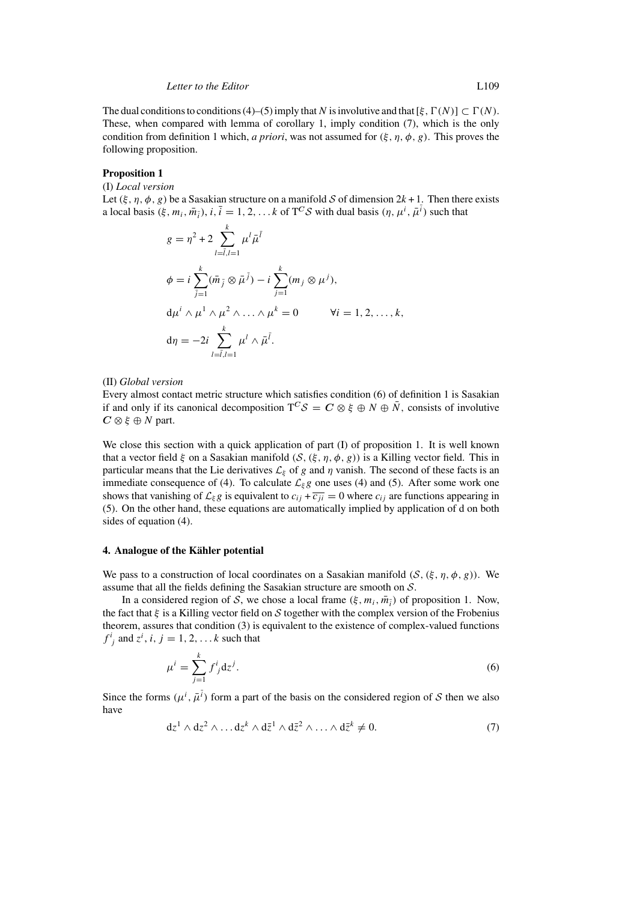The dual conditions to conditions (4)–(5) imply that $N$ is involutive and that $[\xi, \Gamma(N)] \subset \Gamma(N)$. These, when compared with lemma of corollary 1, imply condition (7), which is the only condition from definition 1 which, *a priori*, was not assumed for $(\xi, \eta, \phi, g)$. This proves the following proposition.

**Proposition 1**

(I) *Local version*

Let $(\xi, \eta, \phi, g)$ be a Sasakian structure on a manifold $\mathcal{S}$ of dimension $2k+1$. Then there exists a local basis $(\xi, m_i, \bar{m}_{\bar{i}})$, $i, \bar{i} = 1, 2, \ldots k$ of $\mathrm{T}^{\boldsymbol{C}}\mathcal{S}$ with dual basis $(\eta, \mu^i, \bar{\mu}^{\bar{i}})$ such that

$$g = \eta^2 + 2 \sum_{l=\bar{l}, l=1}^{k} \mu^l \bar{\mu}^{\bar{l}}$$

$$\phi = i \sum_{\bar{j}=1}^{k} (\bar{m}_{\bar{j}} \otimes \bar{\mu}^{\bar{j}}) - i \sum_{j=1}^{k} (m_j \otimes \mu^j),$$

$$\mathrm{d}\mu^i \wedge \mu^1 \wedge \mu^2 \wedge \ldots \wedge \mu^k = 0 \qquad \forall i = 1, 2, \ldots, k,$$

$$\mathrm{d}\eta = -2i \sum_{l=\bar{l}, l=1}^{k} \mu^l \wedge \bar{\mu}^{\bar{l}}.$$

(II) *Global version*

Every almost contact metric structure which satisfies condition (6) of definition 1 is Sasakian if and only if its canonical decomposition $\mathrm{T}^{\boldsymbol{C}}\mathcal{S} = \boldsymbol{C} \otimes \xi \oplus N \oplus \bar{N}$, consists of involutive $\boldsymbol{C} \otimes \xi \oplus N$ part.

We close this section with a quick application of part (I) of proposition 1. It is well known that a vector field $\xi$ on a Sasakian manifold $(\mathcal{S}, (\xi, \eta, \phi, g))$ is a Killing vector field. This in particular means that the Lie derivatives $\mathcal{L}_\xi$ of $g$ and $\eta$ vanish. The second of these facts is an immediate consequence of (4). To calculate $\mathcal{L}_\xi g$ one uses (4) and (5). After some work one shows that vanishing of $\mathcal{L}_\xi g$ is equivalent to $c_{ij} + \overline{c_{ji}} = 0$ where $c_{ij}$ are functions appearing in (5). On the other hand, these equations are automatically implied by application of d on both sides of equation (4).

## 4. Analogue of the Kähler potential

We pass to a construction of local coordinates on a Sasakian manifold $(\mathcal{S}, (\xi, \eta, \phi, g))$. We assume that all the fields defining the Sasakian structure are smooth on $\mathcal{S}$.

In a considered region of $\mathcal{S}$, we chose a local frame $(\xi, m_i, \bar{m}_{\bar{i}})$ of proposition 1. Now, the fact that $\xi$ is a Killing vector field on $\mathcal{S}$ together with the complex version of the Frobenius theorem, assures that condition (3) is equivalent to the existence of complex-valued functions ${f^i}_j$ and $z^i$, $i, j = 1, 2, \ldots k$ such that

$$\mu^i = \sum_{j=1}^{k} {f^i}_j \mathrm{d}z^j. \tag{6}$$

Since the forms $(\mu^i, \bar{\mu}^{\bar{i}})$ form a part of the basis on the considered region of $\mathcal{S}$ then we also have

$$\mathrm{d}z^1 \wedge \mathrm{d}z^2 \wedge \ldots \mathrm{d}z^k \wedge \mathrm{d}\bar{z}^1 \wedge \mathrm{d}\bar{z}^2 \wedge \ldots \wedge \mathrm{d}\bar{z}^k \neq 0. \tag{7}$$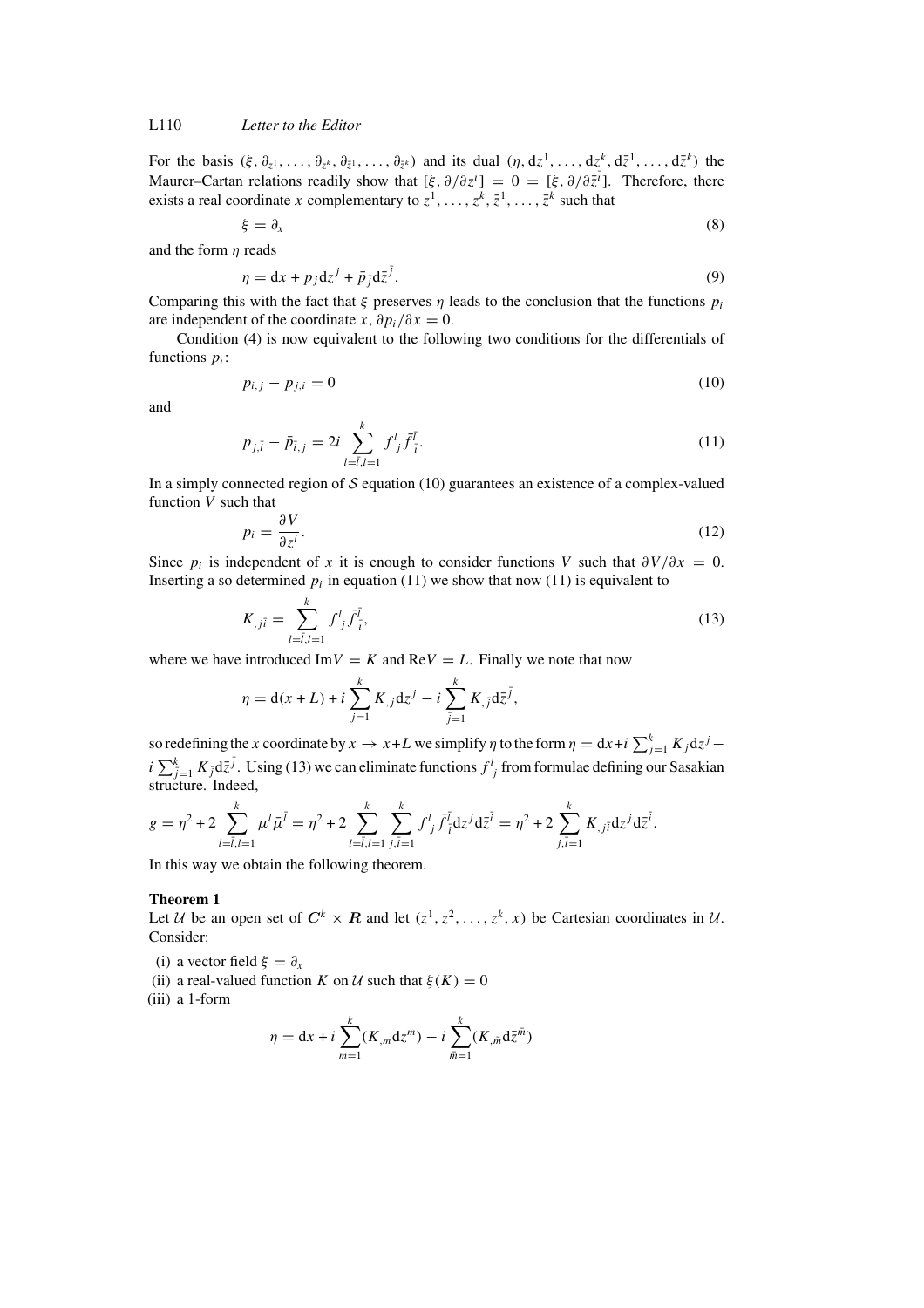For the basis $(\xi, \partial_{z^1}, \ldots, \partial_{z^k}, \partial_{\bar{z}^1}, \ldots, \partial_{\bar{z}^k})$ and its dual $(\eta, \mathrm{d}z^1, \ldots, \mathrm{d}z^k, \mathrm{d}\bar{z}^1, \ldots, \mathrm{d}\bar{z}^k)$ the Maurer–Cartan relations readily show that $[\xi, \partial/\partial z^i] = 0 = [\xi, \partial/\partial \bar{z}^{\bar{i}}]$. Therefore, there exists a real coordinate $x$ complementary to $z^1, \ldots, z^k, \bar{z}^1, \ldots, \bar{z}^k$ such that

$$\xi = \partial_x \tag{8}$$

and the form $\eta$ reads

$$\eta = \mathrm{d}x + p_j \mathrm{d}z^j + \bar{p}_{\bar{j}} \mathrm{d}\bar{z}^{\bar{j}}. \tag{9}$$

Comparing this with the fact that $\xi$ preserves $\eta$ leads to the conclusion that the functions $p_i$ are independent of the coordinate $x$, $\partial p_i / \partial x = 0$.

Condition (4) is now equivalent to the following two conditions for the differentials of functions $p_i$:

$$p_{i,j} - p_{j,i} = 0 \tag{10}$$

and

$$p_{j,\bar{i}} - \bar{p}_{\bar{i},j} = 2i \sum_{l=\bar{l},l=1}^{k} f^l{}_j \bar{f}^{\bar{l}}{}_{\bar{i}}. \tag{11}$$

In a simply connected region of $\mathcal{S}$ equation (10) guarantees an existence of a complex-valued function $V$ such that

$$p_i = \frac{\partial V}{\partial z^i}. \tag{12}$$

Since $p_i$ is independent of $x$ it is enough to consider functions $V$ such that $\partial V / \partial x = 0$. Inserting a so determined $p_i$ in equation (11) we show that now (11) is equivalent to

$$K_{,j\bar{i}} = \sum_{l=\bar{l},l=1}^{k} f^l{}_j \bar{f}^{\bar{l}}{}_{\bar{i}}, \tag{13}$$

where we have introduced $\mathrm{Im}V = K$ and $\mathrm{Re}V = L$. Finally we note that now

$$\eta = \mathrm{d}(x + L) + i \sum_{j=1}^{k} K_{,j} \mathrm{d}z^j - i \sum_{\bar{j}=1}^{k} K_{,\bar{j}} \mathrm{d}\bar{z}^{\bar{j}},$$

so redefining the $x$ coordinate by $x \to x + L$ we simplify $\eta$ to the form $\eta = \mathrm{d}x + i \sum_{j=1}^{k} K_j \mathrm{d}z^j - i \sum_{\bar{j}=1}^{k} K_{\bar{j}} \mathrm{d}\bar{z}^{\bar{j}}$. Using (13) we can eliminate functions $f^i{}_j$ from formulae defining our Sasakian structure. Indeed,

$$g = \eta^2 + 2 \sum_{l=\bar{l},l=1}^{k} \mu^l \bar{\mu}^{\bar{l}} = \eta^2 + 2 \sum_{l=\bar{l},l=1}^{k} \sum_{j,\bar{i}=1}^{k} f^l{}_j \bar{f}^{\bar{l}}{}_{\bar{i}} \mathrm{d}z^j \mathrm{d}\bar{z}^{\bar{i}} = \eta^2 + 2 \sum_{j,\bar{i}=1}^{k} K_{,j\bar{i}} \mathrm{d}z^j \mathrm{d}\bar{z}^{\bar{i}}.$$

In this way we obtain the following theorem.

**Theorem 1**

Let $\mathcal{U}$ be an open set of $\boldsymbol{C}^k \times \boldsymbol{R}$ and let $(z^1, z^2, \ldots, z^k, x)$ be Cartesian coordinates in $\mathcal{U}$. Consider:

(i) a vector field $\xi = \partial_x$

(ii) a real-valued function $K$ on $\mathcal{U}$ such that $\xi(K) = 0$

(iii) a 1-form

$$\eta = \mathrm{d}x + i \sum_{m=1}^{k} (K_{,m} \mathrm{d}z^m) - i \sum_{\bar{m}=1}^{k} (K_{,\bar{m}} \mathrm{d}\bar{z}^{\bar{m}})$$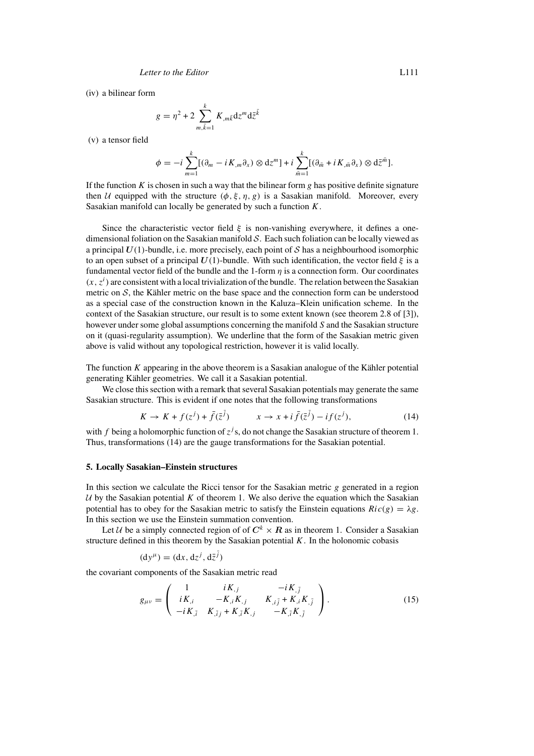(iv) a bilinear form

$$g = \eta^2 + 2 \sum_{m,\bar{k}=1}^{k} K_{,m\bar{k}} \mathrm{d}z^m \mathrm{d}\bar{z}^{\bar{k}}$$

(v) a tensor field

$$\phi = -i \sum_{m=1}^{k} [(\partial_m - i K_{,m} \partial_x) \otimes \mathrm{d}z^m] + i \sum_{\bar{m}=1}^{k} [(\partial_{\bar{m}} + i K_{,\bar{m}} \partial_x) \otimes \mathrm{d}\bar{z}^{\bar{m}}].$$

If the function $K$ is chosen in such a way that the bilinear form $g$ has positive definite signature then $\mathcal{U}$ equipped with the structure $(\phi, \xi, \eta, g)$ is a Sasakian manifold. Moreover, every Sasakian manifold can locally be generated by such a function $K$.

Since the characteristic vector field $\xi$ is non-vanishing everywhere, it defines a one-dimensional foliation on the Sasakian manifold $\mathcal{S}$. Each such foliation can be locally viewed as a principal $U(1)$-bundle, i.e. more precisely, each point of $\mathcal{S}$ has a neighbourhood isomorphic to an open subset of a principal $U(1)$-bundle. With such identification, the vector field $\xi$ is a fundamental vector field of the bundle and the 1-form $\eta$ is a connection form. Our coordinates $(x, z^i)$ are consistent with a local trivialization of the bundle. The relation between the Sasakian metric on $\mathcal{S}$, the Kähler metric on the base space and the connection form can be understood as a special case of the construction known in the Kaluza–Klein unification scheme. In the context of the Sasakian structure, our result is to some extent known (see theorem 2.8 of [3]), however under some global assumptions concerning the manifold $S$ and the Sasakian structure on it (quasi-regularity assumption). We underline that the form of the Sasakian metric given above is valid without any topological restriction, however it is valid locally.

The function $K$ appearing in the above theorem is a Sasakian analogue of the Kähler potential generating Kähler geometries. We call it a Sasakian potential.

We close this section with a remark that several Sasakian potentials may generate the same Sasakian structure. This is evident if one notes that the following transformations

$$K \to K + f(z^j) + \bar{f}(\bar{z}^{\bar{j}}) \qquad x \to x + i \bar{f}(\bar{z}^{\bar{j}}) - i f(z^j), \tag{14}$$

with $f$ being a holomorphic function of $z^j$s, do not change the Sasakian structure of theorem 1. Thus, transformations (14) are the gauge transformations for the Sasakian potential.

## 5. Locally Sasakian–Einstein structures

In this section we calculate the Ricci tensor for the Sasakian metric $g$ generated in a region $\mathcal{U}$ by the Sasakian potential $K$ of theorem 1. We also derive the equation which the Sasakian potential has to obey for the Sasakian metric to satisfy the Einstein equations $Ric(g) = \lambda g$. In this section we use the Einstein summation convention.

Let $\mathcal{U}$ be a simply connected region of of $\boldsymbol{C}^k \times \boldsymbol{R}$ as in theorem 1. Consider a Sasakian structure defined in this theorem by the Sasakian potential $K$. In the holonomic cobasis

$$(\mathrm{d}y^\mu) = (\mathrm{d}x, \mathrm{d}z^j, \mathrm{d}\bar{z}^{\bar{j}})$$

the covariant components of the Sasakian metric read

$$g_{\mu\nu} = \begin{pmatrix} 1 & iK_{,j} & -iK_{,\bar{j}} \\ iK_{,i} & -K_{,i}K_{,j} & K_{,i\bar{j}} + K_{,i}K_{,\bar{j}} \\ -iK_{,\bar{i}} & K_{,\bar{i}j} + K_{,\bar{i}}K_{,j} & -K_{,\bar{i}}K_{,\bar{j}} \end{pmatrix}. \tag{15}$$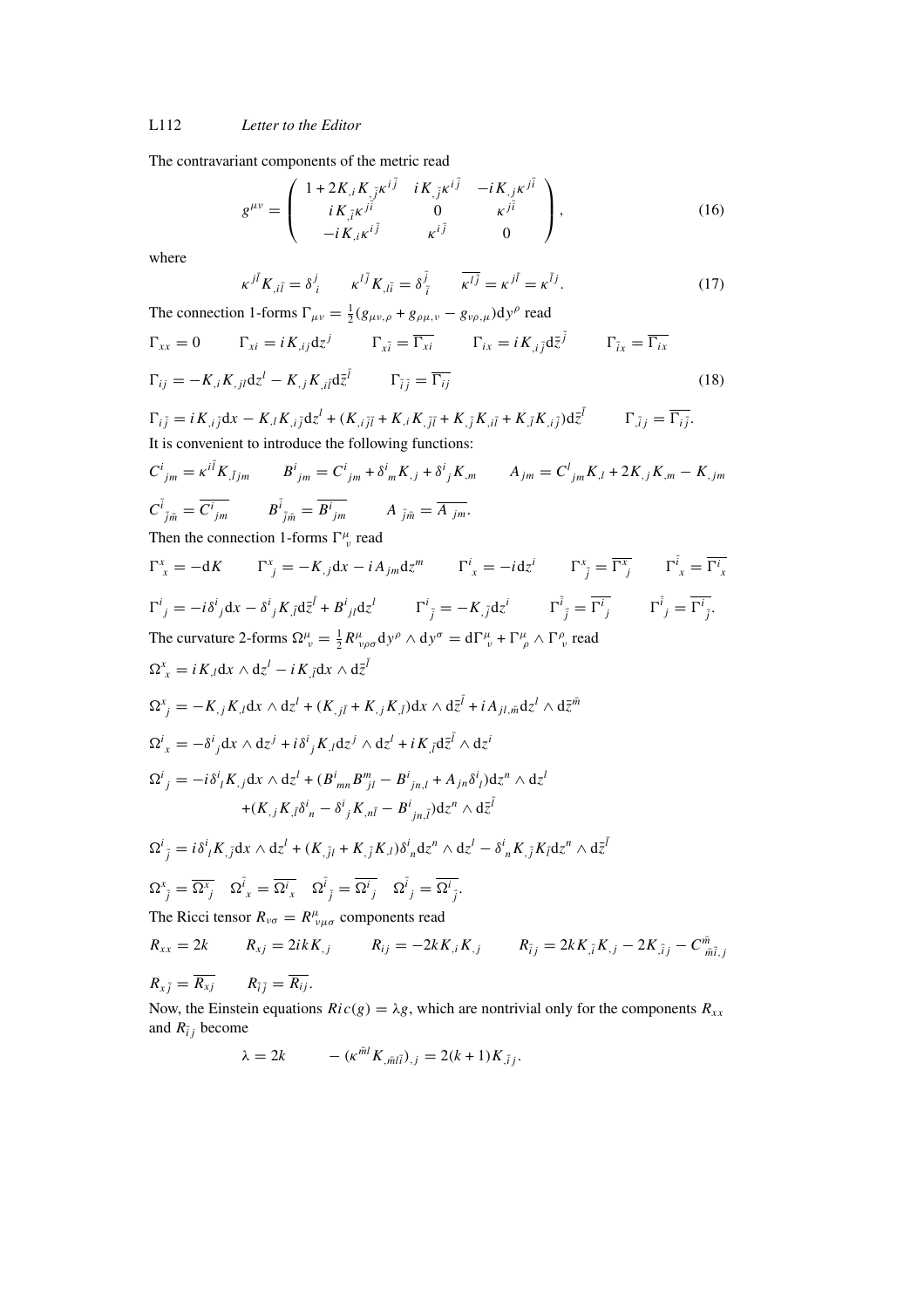The contravariant components of the metric read

$$g^{\mu\nu} = \begin{pmatrix} 1 + 2K_{,i}K_{,\bar{j}}\kappa^{i\bar{j}} & iK_{,\bar{j}}\kappa^{i\bar{j}} & -iK_{,j}\kappa^{j\bar{i}} \\ iK_{,\bar{i}}\kappa^{j\bar{i}} & 0 & \kappa^{j\bar{i}} \\ -iK_{,i}\kappa^{i\bar{j}} & \kappa^{i\bar{j}} & 0 \end{pmatrix}, \tag{16}$$

where

$$\kappa^{j\bar{l}}K_{,i\bar{l}} = \delta^j_i \qquad \kappa^{l\bar{j}}K_{,l\bar{i}} = \delta^{\bar{j}}_{\bar{i}} \qquad \overline{\kappa^{l\bar{j}}} = \kappa^{j\bar{l}} = \kappa^{\bar{l}j}. \tag{17}$$

The connection 1-forms $\Gamma_{\mu\nu} = \frac{1}{2}(g_{\mu\nu,\rho} + g_{\rho\mu,\nu} - g_{\nu\rho,\mu})\mathrm{d}y^\rho$ read

$$\Gamma_{xx} = 0 \qquad \Gamma_{xi} = iK_{,ij}\mathrm{d}z^j \qquad \Gamma_{x\bar{i}} = \overline{\Gamma_{xi}} \qquad \Gamma_{ix} = iK_{,i\bar{j}}\mathrm{d}\bar{z}^{\bar{j}} \qquad \Gamma_{\bar{i}x} = \overline{\Gamma_{ix}}$$

$$\Gamma_{ij} = -K_{,i}K_{,jl}\mathrm{d}z^l - K_{,j}K_{,i\bar{l}}\mathrm{d}\bar{z}^{\bar{l}} \qquad \Gamma_{\bar{i}\bar{j}} = \overline{\Gamma_{ij}} \tag{18}$$

$$\Gamma_{i\bar{j}} = iK_{,i\bar{j}}\mathrm{d}x - K_{,l}K_{,i\bar{j}}\mathrm{d}z^l + (K_{,i\bar{j}\bar{l}} + K_{,i}K_{,\bar{j}\bar{l}} + K_{,\bar{j}}K_{,i\bar{l}} + K_{,\bar{l}}K_{,i\bar{j}})\mathrm{d}\bar{z}^{\bar{l}} \qquad \Gamma_{\bar{i}j} = \overline{\Gamma_{i\bar{j}}}.$$

It is convenient to introduce the following functions:

$$C^i{}_{jm} = \kappa^{i\bar{l}}K_{,\bar{l}jm} \qquad B^i{}_{jm} = C^i{}_{jm} + \delta^i{}_m K_{,j} + \delta^i{}_j K_{,m} \qquad A_{jm} = C^l{}_{jm}K_{,l} + 2K_{,j}K_{,m} - K_{,jm}$$

$$C^{\bar{i}}{}_{\bar{j}\bar{m}} = \overline{C^i{}_{jm}} \qquad B^{\bar{i}}{}_{\bar{j}\bar{m}} = \overline{B^i{}_{jm}} \qquad A_{\bar{j}\bar{m}} = \overline{A_{jm}}.$$

Then the connection 1-forms $\Gamma^\mu_\nu$ read

$$\Gamma^x{}_x = -\mathrm{d}K \qquad \Gamma^x{}_j = -K_{,j}\mathrm{d}x - iA_{jm}\mathrm{d}z^m \qquad \Gamma^i{}_x = -i\mathrm{d}z^i \qquad \Gamma^x{}_{\bar{j}} = \overline{\Gamma^x{}_j} \qquad \Gamma^{\bar{i}}{}_x = \overline{\Gamma^i{}_x}$$

$$\Gamma^i{}_j = -i\delta^i{}_j\mathrm{d}x - \delta^i{}_j K_{,\bar{l}}\mathrm{d}\bar{z}^{\bar{l}} + B^i{}_{jl}\mathrm{d}z^l \qquad \Gamma^i{}_{\bar{j}} = -K_{,\bar{j}}\mathrm{d}z^i \qquad \Gamma^{\bar{i}}{}_{\bar{j}} = \overline{\Gamma^i{}_j} \qquad \Gamma^{\bar{i}}{}_j = \overline{\Gamma^i{}_{\bar{j}}}.$$

The curvature 2-forms $\Omega^\mu{}_\nu = \frac{1}{2}R^\mu{}_{\nu\rho\sigma}\mathrm{d}y^\rho \wedge \mathrm{d}y^\sigma = \mathrm{d}\Gamma^\mu{}_\nu + \Gamma^\mu{}_\rho \wedge \Gamma^\rho{}_\nu$ read

$$\Omega^x{}_x = iK_{,l}\mathrm{d}x \wedge \mathrm{d}z^l - iK_{,\bar{l}}\mathrm{d}x \wedge \mathrm{d}\bar{z}^{\bar{l}}$$

$$\Omega^x{}_j = -K_{,j}K_{,l}\mathrm{d}x \wedge \mathrm{d}z^l + (K_{,j\bar{l}} + K_{,j}K_{,\bar{l}})\mathrm{d}x \wedge \mathrm{d}\bar{z}^{\bar{l}} + iA_{jl,\bar{m}}\mathrm{d}z^l \wedge \mathrm{d}\bar{z}^{\bar{m}}$$

$$\Omega^i{}_x = -\delta^i{}_j\mathrm{d}x \wedge \mathrm{d}z^j + i\delta^i{}_j K_{,l}\mathrm{d}z^j \wedge \mathrm{d}z^l + iK_{,\bar{l}}\mathrm{d}\bar{z}^{\bar{l}} \wedge \mathrm{d}z^i$$

$$\Omega^i{}_j = -i\delta^i{}_l K_{,j}\mathrm{d}x \wedge \mathrm{d}z^l + (B^i{}_{mn}B^m{}_{jl} - B^i{}_{jn,l} + A_{jn}\delta^i{}_l)\mathrm{d}z^n \wedge \mathrm{d}z^l$$
$$+ (K_{,j}K_{,\bar{l}}\delta^i{}_n - \delta^i{}_j K_{,n\bar{l}} - B^i{}_{jn,\bar{l}})\mathrm{d}z^n \wedge \mathrm{d}\bar{z}^{\bar{l}}$$

$$\Omega^i{}_{\bar{j}} = i\delta^i{}_l K_{,\bar{j}}\mathrm{d}x \wedge \mathrm{d}z^l + (K_{,\bar{j}l} + K_{,\bar{j}}K_{,l})\delta^i{}_n\mathrm{d}z^n \wedge \mathrm{d}z^l - \delta^i{}_n K_{,\bar{j}}K_{\bar{l}}\mathrm{d}z^n \wedge \mathrm{d}\bar{z}^{\bar{l}}$$

$$\Omega^x{}_{\bar{j}} = \overline{\Omega^x{}_j} \quad \Omega^{\bar{i}}{}_x = \overline{\Omega^i{}_x} \quad \Omega^{\bar{i}}{}_{\bar{j}} = \overline{\Omega^i{}_j} \quad \Omega^{\bar{i}}{}_j = \overline{\Omega^i{}_{\bar{j}}}.$$

The Ricci tensor $R_{\nu\sigma} = R^\mu{}_{\nu\mu\sigma}$ components read

$$R_{xx} = 2k \qquad R_{xj} = 2ikK_{,j} \qquad R_{ij} = -2kK_{,i}K_{,j} \qquad R_{\bar{i}j} = 2kK_{,\bar{i}}K_{,j} - 2K_{,\bar{i}j} - C^{\bar{m}}_{\bar{m}\bar{i},j}$$

$$R_{x\bar{j}} = \overline{R_{xj}} \qquad R_{\bar{i}\bar{j}} = \overline{R_{ij}}.$$

Now, the Einstein equations $Ric(g) = \lambda g$, which are nontrivial only for the components $R_{xx}$ and $R_{\bar{i}j}$ become

$$\lambda = 2k \qquad -(\kappa^{\bar{m}l}K_{,\bar{m}l\bar{i}})_{,j} = 2(k+1)K_{,\bar{i}j}.$$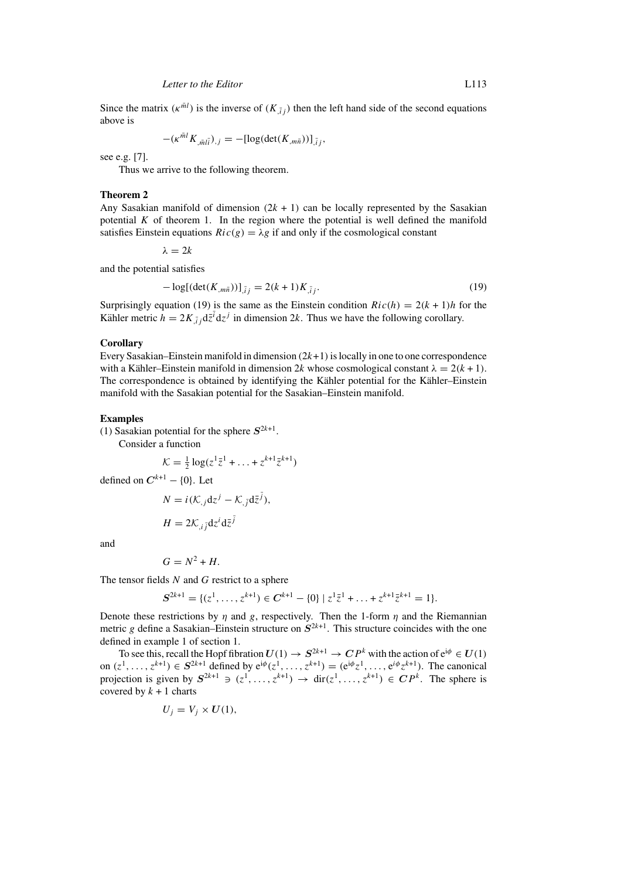Since the matrix $(\kappa^{\bar{m}l})$ is the inverse of $(K_{,\bar{i}j})$ then the left hand side of the second equations above is

$$-(\kappa^{\bar{m}l} K_{,\bar{m}l\bar{i}})_{,j} = -[\log(\det(K_{,m\bar{n}}))]_{,\bar{i}j},$$

see e.g. [7].

Thus we arrive to the following theorem.

**Theorem 2**

Any Sasakian manifold of dimension $(2k+1)$ can be locally represented by the Sasakian potential $K$ of theorem 1. In the region where the potential is well defined the manifold satisfies Einstein equations $Ric(g) = \lambda g$ if and only if the cosmological constant

$$\lambda = 2k$$

and the potential satisfies

$$-\log[(\det(K_{,m\bar{n}}))]_{,\bar{i}j} = 2(k+1)K_{,\bar{i}j}. \tag{19}$$

Surprisingly equation (19) is the same as the Einstein condition $Ric(h) = 2(k+1)h$ for the Kähler metric $h = 2K_{,\bar{i}j}\mathrm{d}\bar{z}^{\bar{i}}\mathrm{d}z^j$ in dimension $2k$. Thus we have the following corollary.

**Corollary**

Every Sasakian–Einstein manifold in dimension $(2k+1)$ is locally in one to one correspondence with a Kähler–Einstein manifold in dimension $2k$ whose cosmological constant $\lambda = 2(k+1)$. The correspondence is obtained by identifying the Kähler potential for the Kähler–Einstein manifold with the Sasakian potential for the Sasakian–Einstein manifold.

**Examples**

(1) Sasakian potential for the sphere $\boldsymbol{S}^{2k+1}$.

Consider a function

$$\mathcal{K} = \tfrac{1}{2}\log(z^1\bar{z}^1 + \ldots + z^{k+1}\bar{z}^{k+1})$$

defined on $\boldsymbol{C}^{k+1} - \{0\}$. Let

$$N = i(\mathcal{K}_{,j}\mathrm{d}z^j - \mathcal{K}_{,\bar{j}}\mathrm{d}\bar{z}^{\bar{j}}),$$

$$H = 2\mathcal{K}_{,i\bar{j}}\mathrm{d}z^i\mathrm{d}\bar{z}^{\bar{j}}$$

and

$$G = N^2 + H.$$

The tensor fields $N$ and $G$ restrict to a sphere

$$\boldsymbol{S}^{2k+1} = \{(z^1, \ldots, z^{k+1}) \in \boldsymbol{C}^{k+1} - \{0\} \mid z^1\bar{z}^1 + \ldots + z^{k+1}\bar{z}^{k+1} = 1\}.$$

Denote these restrictions by $\eta$ and $g$, respectively. Then the 1-form $\eta$ and the Riemannian metric $g$ define a Sasakian–Einstein structure on $\boldsymbol{S}^{2k+1}$. This structure coincides with the one defined in example 1 of section 1.

To see this, recall the Hopf fibration $\boldsymbol{U}(1) \rightarrow \boldsymbol{S}^{2k+1} \rightarrow \boldsymbol{CP}^k$ with the action of $\mathrm{e}^{\mathrm{i}\phi} \in \boldsymbol{U}(1)$ on $(z^1, \ldots, z^{k+1}) \in \boldsymbol{S}^{2k+1}$ defined by $\mathrm{e}^{\mathrm{i}\phi}(z^1, \ldots, z^{k+1}) = (\mathrm{e}^{\mathrm{i}\phi}z^1, \ldots, \mathrm{e}^{i\phi}z^{k+1})$. The canonical projection is given by $\boldsymbol{S}^{2k+1} \ni (z^1, \ldots, z^{k+1}) \rightarrow \mathrm{dir}(z^1, \ldots, z^{k+1}) \in \boldsymbol{CP}^k$. The sphere is covered by $k+1$ charts

$$U_j = V_j \times \boldsymbol{U}(1),$$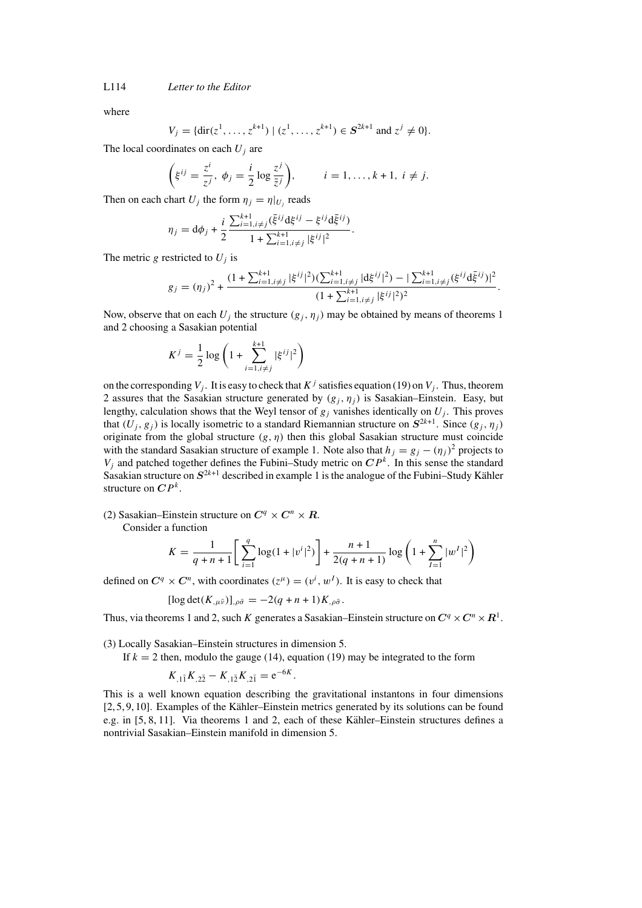where

$$V_j = \{\mathrm{dir}(z^1, \ldots, z^{k+1}) \mid (z^1, \ldots, z^{k+1}) \in \boldsymbol{S}^{2k+1} \text{ and } z^j \neq 0\}.$$

The local coordinates on each $U_j$ are

$$\left(\xi^{ij} = \frac{z^i}{z^j},\ \phi_j = \frac{i}{2}\log\frac{z^j}{\bar{z}^j}\right), \qquad i = 1, \ldots, k+1,\ i \neq j.$$

Then on each chart $U_j$ the form $\eta_j = \eta|_{U_j}$ reads

$$\eta_j = \mathrm{d}\phi_j + \frac{i}{2}\frac{\sum_{i=1,i\neq j}^{k+1}(\bar{\xi}^{ij}\mathrm{d}\xi^{ij} - \xi^{ij}\mathrm{d}\bar{\xi}^{ij})}{1 + \sum_{i=1,i\neq j}^{k+1}|\xi^{ij}|^2}.$$

The metric $g$ restricted to $U_j$ is

$$g_j = (\eta_j)^2 + \frac{(1 + \sum_{i=1,i\neq j}^{k+1}|\xi^{ij}|^2)(\sum_{i=1,i\neq j}^{k+1}|\mathrm{d}\xi^{ij}|^2) - |\sum_{i=1,i\neq j}^{k+1}(\xi^{ij}\mathrm{d}\bar{\xi}^{ij})|^2}{(1 + \sum_{i=1,i\neq j}^{k+1}|\xi^{ij}|^2)^2}.$$

Now, observe that on each $U_j$ the structure $(g_j, \eta_j)$ may be obtained by means of theorems 1 and 2 choosing a Sasakian potential

$$K^j = \frac{1}{2}\log\left(1 + \sum_{i=1,i\neq j}^{k+1}|\xi^{ij}|^2\right)$$

on the corresponding $V_j$. It is easy to check that $K^j$ satisfies equation (19) on $V_j$. Thus, theorem 2 assures that the Sasakian structure generated by $(g_j, \eta_j)$ is Sasakian–Einstein. Easy, but lengthy, calculation shows that the Weyl tensor of $g_j$ vanishes identically on $U_j$. This proves that $(U_j, g_j)$ is locally isometric to a standard Riemannian structure on $\boldsymbol{S}^{2k+1}$. Since $(g_j, \eta_j)$ originate from the global structure $(g, \eta)$ then this global Sasakian structure must coincide with the standard Sasakian structure of example 1. Note also that $h_j = g_j - (\eta_j)^2$ projects to $V_j$ and patched together defines the Fubini–Study metric on $\boldsymbol{C}P^k$. In this sense the standard Sasakian structure on $\boldsymbol{S}^{2k+1}$ described in example 1 is the analogue of the Fubini–Study Kähler structure on $\boldsymbol{C}P^k$.

(2) Sasakian–Einstein structure on $\boldsymbol{C}^q \times \boldsymbol{C}^n \times \boldsymbol{R}$.

Consider a function

$$K = \frac{1}{q+n+1}\left[\sum_{i=1}^{q}\log(1 + |v^i|^2)\right] + \frac{n+1}{2(q+n+1)}\log\left(1 + \sum_{I=1}^{n}|w^I|^2\right)$$

defined on $\boldsymbol{C}^q \times \boldsymbol{C}^n$, with coordinates $(z^\mu) = (v^i, w^I)$. It is easy to check that

$$[\log\det(K_{,\mu\bar{\nu}})]_{,\rho\bar{\sigma}} = -2(q+n+1)K_{,\rho\bar{\sigma}}.$$

Thus, via theorems 1 and 2, such $K$ generates a Sasakian–Einstein structure on $\boldsymbol{C}^q \times \boldsymbol{C}^n \times \boldsymbol{R}^1$.

(3) Locally Sasakian–Einstein structures in dimension 5.

If $k = 2$ then, modulo the gauge (14), equation (19) may be integrated to the form

$$K_{,1\bar{1}}K_{,2\bar{2}} - K_{,1\bar{2}}K_{,2\bar{1}} = \mathrm{e}^{-6K}.$$

This is a well known equation describing the gravitational instantons in four dimensions [2, 5, 9, 10]. Examples of the Kähler–Einstein metrics generated by its solutions can be found e.g. in [5, 8, 11]. Via theorems 1 and 2, each of these Kähler–Einstein structures defines a nontrivial Sasakian–Einstein manifold in dimension 5.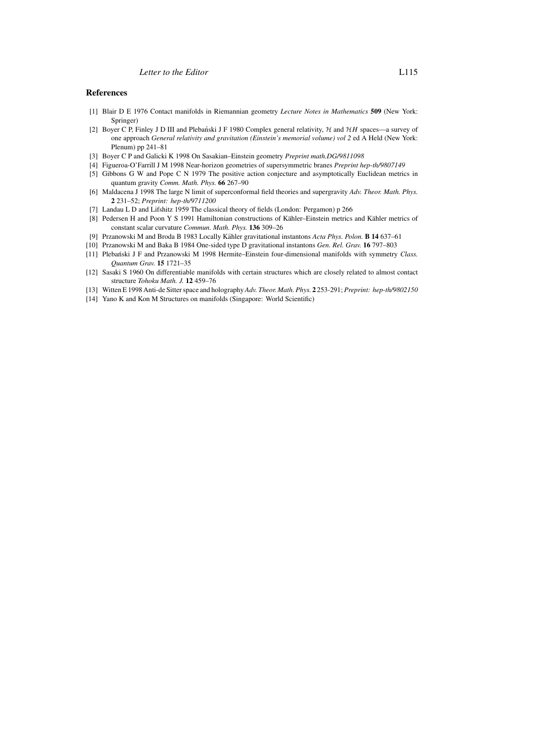## References

[1] Blair D E 1976 Contact manifolds in Riemannian geometry *Lecture Notes in Mathematics* **509** (New York: Springer)

[2] Boyer C P, Finley J D III and Plebański J F 1980 Complex general relativity, $\mathcal{H}$ and $\mathcal{H}H$ spaces—a survey of one approach *General relativity and gravitation (Einstein's memorial volume) vol 2* ed A Held (New York: Plenum) pp 241–81

[3] Boyer C P and Galicki K 1998 On Sasakian–Einstein geometry *Preprint math.DG/9811098*

[4] Figueroa-O'Farrill J M 1998 Near-horizon geometries of supersymmetric branes *Preprint hep-th/9807149*

[5] Gibbons G W and Pope C N 1979 The positive action conjecture and asymptotically Euclidean metrics in quantum gravity *Comm. Math. Phys.* **66** 267–90

[6] Maldacena J 1998 The large N limit of superconformal field theories and supergravity *Adv. Theor. Math. Phys.* **2** 231–52; *Preprint: hep-th/9711200*

[7] Landau L D and Lifshitz 1959 The classical theory of fields (London: Pergamon) p 266

[8] Pedersen H and Poon Y S 1991 Hamiltonian constructions of Kähler–Einstein metrics and Kähler metrics of constant scalar curvature *Commun. Math. Phys.* **136** 309–26

[9] Przanowski M and Broda B 1983 Locally Kähler gravitational instantons *Acta Phys. Polon.* **B 14** 637–61

[10] Przanowski M and Baka B 1984 One-sided type D gravitational instantons *Gen. Rel. Grav.* **16** 797–803

[11] Plebański J F and Przanowski M 1998 Hermite–Einstein four-dimensional manifolds with symmetry *Class. Quantum Grav.* **15** 1721–35

[12] Sasaki S 1960 On differentiable manifolds with certain structures which are closely related to almost contact structure *Tohoku Math. J.* **12** 459–76

[13] Witten E 1998 Anti-de Sitter space and holography *Adv. Theor. Math. Phys.* **2** 253-291; *Preprint: hep-th/9802150*

[14] Yano K and Kon M Structures on manifolds (Singapore: World Scientific)